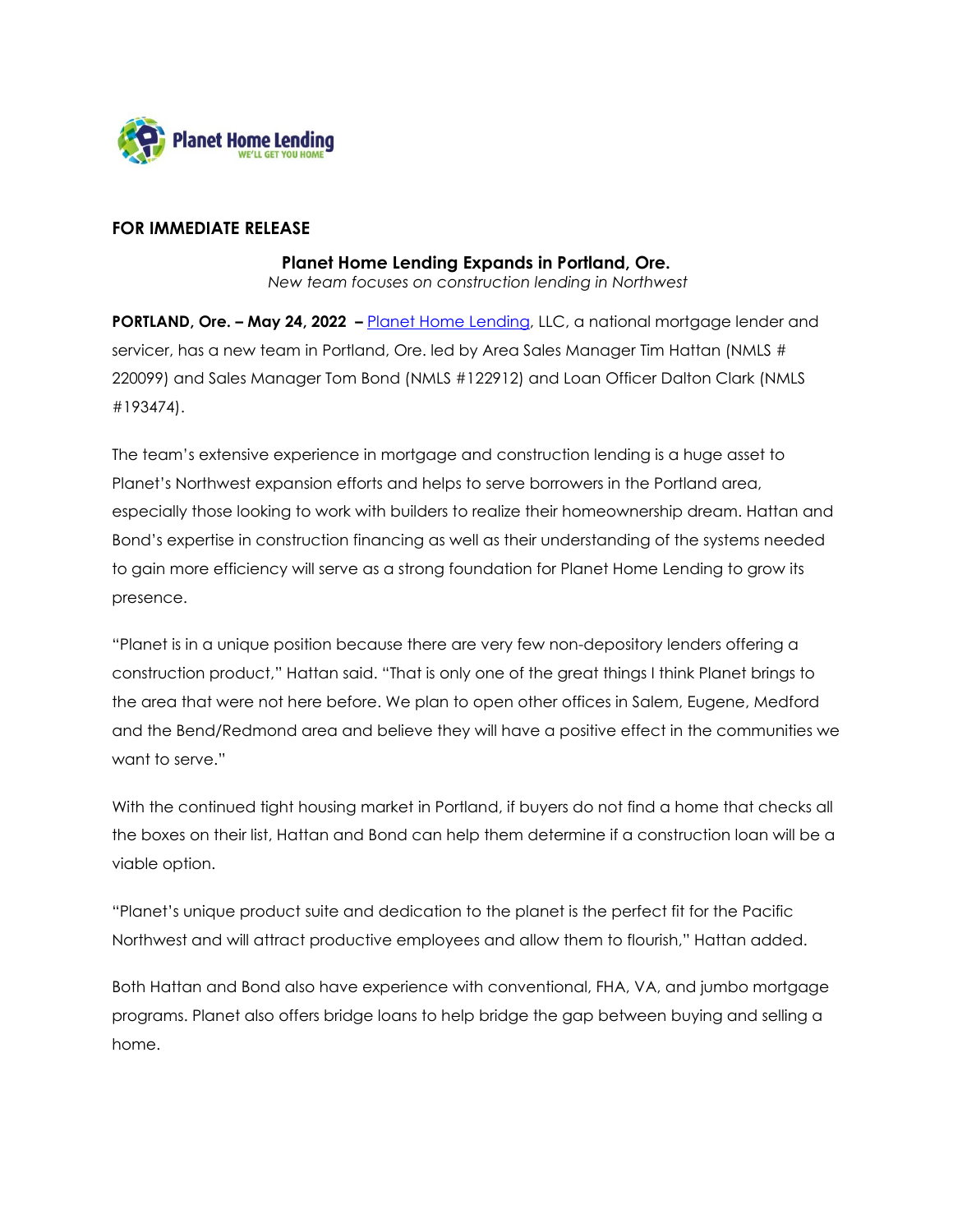**FOR IMMEDIATE RELEASE**

## Planet Home Lending Expands in Portland, Ore.

*New team focuses on construction lending in Northwest*

**PORTLAND, Ore. – May 24, 2022 –** Planet Home Lending, LLC, a national mortgage lender and servicer, has a new team in Portland, Ore. led by Area Sales Manager Tim Hattan (NMLS # 220099) and Sales Manager Tom Bond (NMLS #122912) and Loan Officer Dalton Clark (NMLS #193474).

The team's extensive experience in mortgage and construction lending is a huge asset to Planet's Northwest expansion efforts and helps to serve borrowers in the Portland area, especially those looking to work with builders to realize their homeownership dream. Hattan and Bond's expertise in construction financing as well as their understanding of the systems needed to gain more efficiency will serve as a strong foundation for Planet Home Lending to grow its presence.

"Planet is in a unique position because there are very few non-depository lenders offering a construction product," Hattan said. "That is only one of the great things I think Planet brings to the area that were not here before. We plan to open other offices in Salem, Eugene, Medford and the Bend/Redmond area and believe they will have a positive effect in the communities we want to serve."

With the continued tight housing market in Portland, if buyers do not find a home that checks all the boxes on their list, Hattan and Bond can help them determine if a construction loan will be a viable option.

"Planet's unique product suite and dedication to the planet is the perfect fit for the Pacific Northwest and will attract productive employees and allow them to flourish," Hattan added.

Both Hattan and Bond also have experience with conventional, FHA, VA, and jumbo mortgage programs. Planet also offers bridge loans to help bridge the gap between buying and selling a home.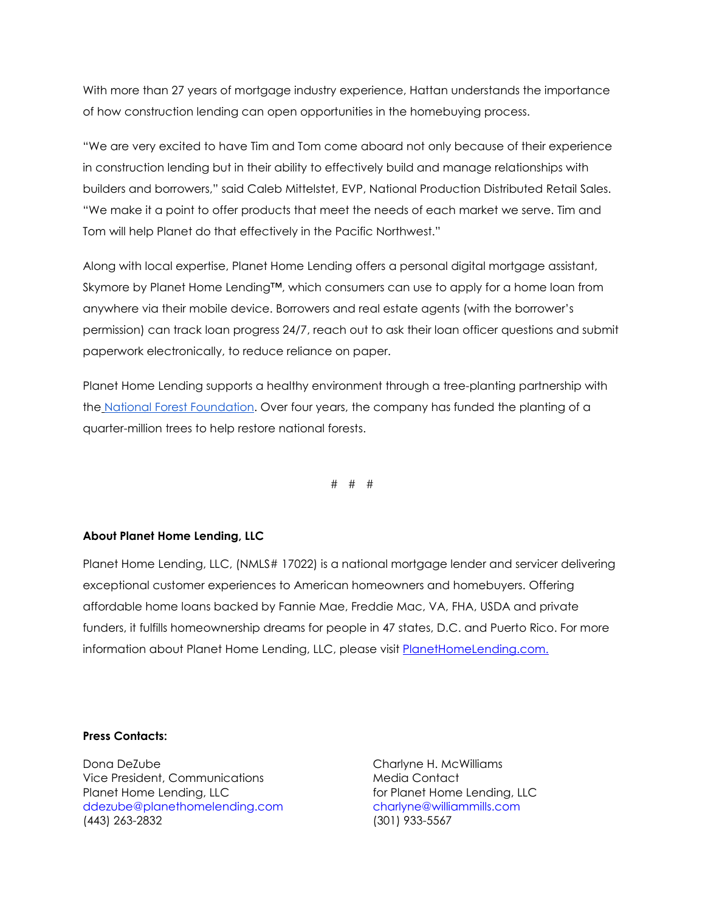With more than 27 years of mortgage industry experience, Hattan understands the importance of how construction lending can open opportunities in the homebuying process.

"We are very excited to have Tim and Tom come aboard not only because of their experience in construction lending but in their ability to effectively build and manage relationships with builders and borrowers," said Caleb Mittelstet, EVP, National Production Distributed Retail Sales. "We make it a point to offer products that meet the needs of each market we serve. Tim and Tom will help Planet do that effectively in the Pacific Northwest."

Along with local expertise, Planet Home Lending offers a personal digital mortgage assistant, Skymore by Planet Home Lending™, which consumers can use to apply for a home loan from anywhere via their mobile device. Borrowers and real estate agents (with the borrower's permission) can track loan progress 24/7, reach out to ask their loan officer questions and submit paperwork electronically, to reduce reliance on paper.

Planet Home Lending supports a healthy environment through a tree-planting partnership with the National Forest Foundation. Over four years, the company has funded the planting of a quarter-million trees to help restore national forests.

# # #

**About Planet Home Lending, LLC**

Planet Home Lending, LLC, (NMLS# 17022) is a national mortgage lender and servicer delivering exceptional customer experiences to American homeowners and homebuyers. Offering affordable home loans backed by Fannie Mae, Freddie Mac, VA, FHA, USDA and private funders, it fulfills homeownership dreams for people in 47 states, D.C. and Puerto Rico. For more information about Planet Home Lending, LLC, please visit PlanetHomeLending.com.

**Press Contacts:**

Dona DeZube
Vice President, Communications
Planet Home Lending, LLC
ddezube@planethomelending.com
(443) 263-2832

Charlyne H. McWilliams
Media Contact
for Planet Home Lending, LLC
charlyne@williammills.com
(301) 933-5567